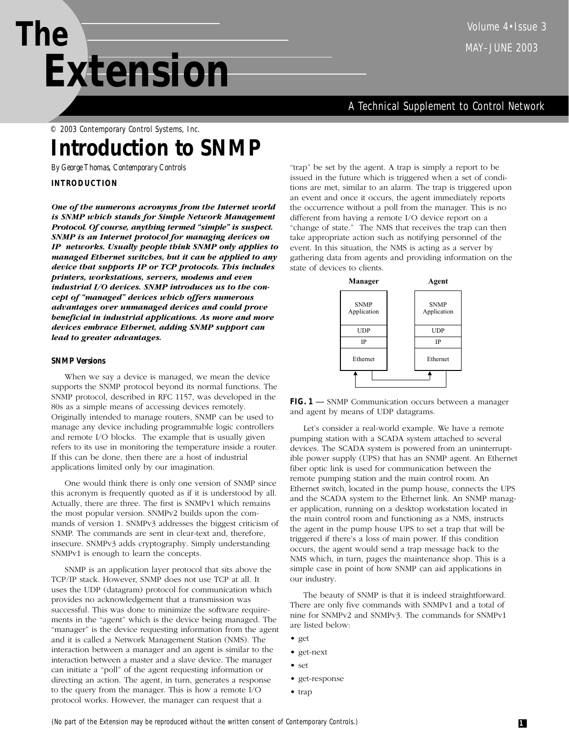© 2003 Contemporary Control Systems, Inc.

# Introduction to SNMP

*By George Thomas, Contemporary Controls*

## INTRODUCTION

***One of the numerous acronyms from the Internet world is SNMP which stands for Simple Network Management Protocol. Of course, anything termed "simple" is suspect. SNMP is an Internet protocol for managing devices on IP networks. Usually people think SNMP only applies to managed Ethernet switches, but it can be applied to any device that supports IP or TCP protocols. This includes printers, workstations, servers, modems and even industrial I/O devices. SNMP introduces us to the concept of "managed" devices which offers numerous advantages over unmanaged devices and could prove beneficial in industrial applications. As more and more devices embrace Ethernet, adding SNMP support can lead to greater advantages.***

### SNMP Versions

When we say a device is managed, we mean the device supports the SNMP protocol beyond its normal functions. The SNMP protocol, described in RFC 1157, was developed in the 80s as a simple means of accessing devices remotely. Originally intended to manage routers, SNMP can be used to manage any device including programmable logic controllers and remote I/O blocks. The example that is usually given refers to its use in monitoring the temperature inside a router. If this can be done, then there are a host of industrial applications limited only by our imagination.

One would think there is only one version of SNMP since this acronym is frequently quoted as if it is understood by all. Actually, there are three. The first is SNMPv1 which remains the most popular version. SNMPv2 builds upon the commands of version 1. SNMPv3 addresses the biggest criticism of SNMP. The commands are sent in clear-text and, therefore, insecure. SNMPv3 adds cryptography. Simply understanding SNMPv1 is enough to learn the concepts.

SNMP is an application layer protocol that sits above the TCP/IP stack. However, SNMP does not use TCP at all. It uses the UDP (datagram) protocol for communication which provides no acknowledgement that a transmission was successful. This was done to minimize the software requirements in the "agent" which is the device being managed. The "manager" is the device requesting information from the agent and it is called a Network Management Station (NMS). The interaction between a manager and an agent is similar to the interaction between a master and a slave device. The manager can initiate a "poll" of the agent requesting information or directing an action. The agent, in turn, generates a response to the query from the manager. This is how a remote I/O protocol works. However, the manager can request that a "trap" be set by the agent. A trap is simply a report to be issued in the future which is triggered when a set of conditions are met, similar to an alarm. The trap is triggered upon an event and once it occurs, the agent immediately reports the occurrence without a poll from the manager. This is no different from having a remote I/O device report on a "change of state." The NMS that receives the trap can then take appropriate action such as notifying personnel of the event. In this situation, the NMS is acting as a server by gathering data from agents and providing information on the state of devices to clients.

| Manager | Agent |
|---|---|
| SNMP Application | SNMP Application |
| UDP | UDP |
| IP | IP |
| Ethernet | Ethernet |

**FIG. 1** — SNMP Communication occurs between a manager and agent by means of UDP datagrams.

Let's consider a real-world example. We have a remote pumping station with a SCADA system attached to several devices. The SCADA system is powered from an uninterruptible power supply (UPS) that has an SNMP agent. An Ethernet fiber optic link is used for communication between the remote pumping station and the main control room. An Ethernet switch, located in the pump house, connects the UPS and the SCADA system to the Ethernet link. An SNMP manager application, running on a desktop workstation located in the main control room and functioning as a NMS, instructs the agent in the pump house UPS to set a trap that will be triggered if there's a loss of main power. If this condition occurs, the agent would send a trap message back to the NMS which, in turn, pages the maintenance shop. This is a simple case in point of how SNMP can aid applications in our industry.

The beauty of SNMP is that it is indeed straightforward. There are only five commands with SNMPv1 and a total of nine for SNMPv2 and SNMPv3. The commands for SNMPv1 are listed below:

- get
- get-next
- set
- get-response
- trap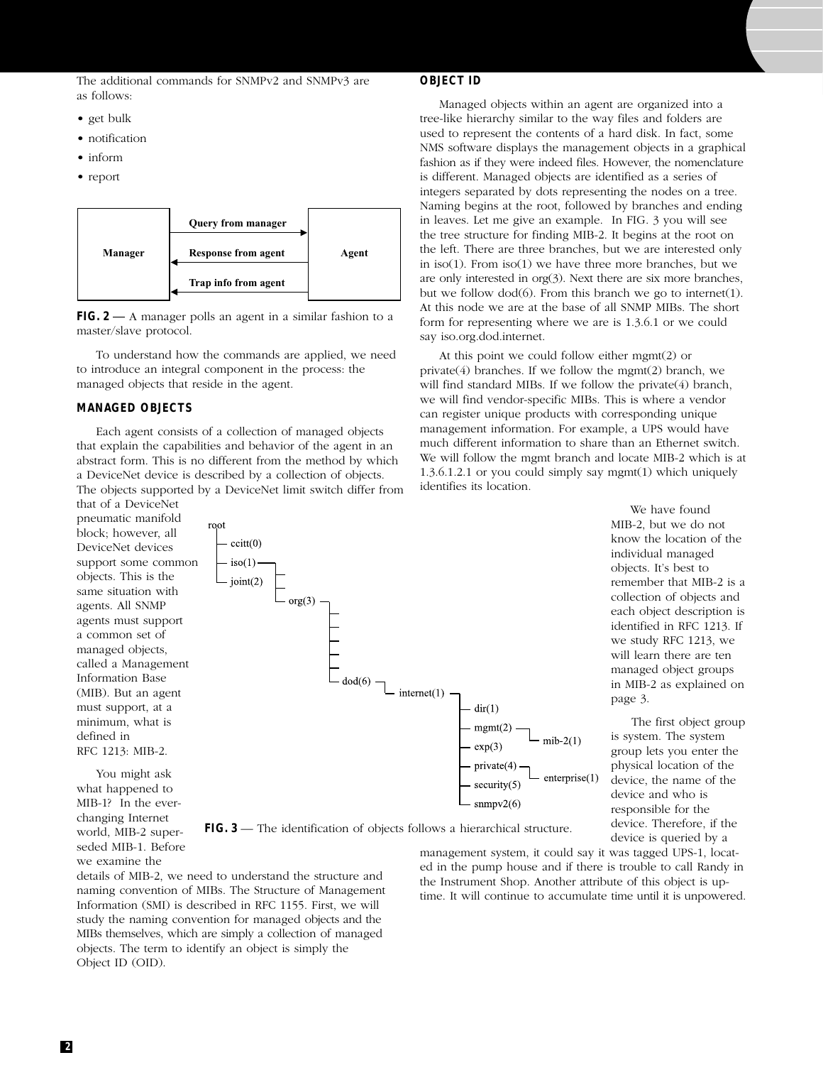The additional commands for SNMPv2 and SNMPv3 are as follows:

- get bulk
- notification
- inform
- report

| Manager | | Agent |
| --- | --- | --- |
| | Query from manager → | |
| | ← Response from agent | |
| | ← Trap info from agent | |

**FIG. 2** — A manager polls an agent in a similar fashion to a master/slave protocol.

To understand how the commands are applied, we need to introduce an integral component in the process: the managed objects that reside in the agent.

### MANAGED OBJECTS

Each agent consists of a collection of managed objects that explain the capabilities and behavior of the agent in an abstract form. This is no different from the method by which a DeviceNet device is described by a collection of objects. The objects supported by a DeviceNet limit switch differ from that of a DeviceNet pneumatic manifold block; however, all DeviceNet devices support some common objects. This is the same situation with agents. All SNMP agents must support a common set of managed objects, called a Management Information Base (MIB). But an agent must support, at a minimum, what is defined in RFC 1213: MIB-2.

You might ask what happened to MIB-1? In the ever-changing Internet world, MIB-2 superseded MIB-1. Before we examine the details of MIB-2, we need to understand the structure and naming convention of MIBs. The Structure of Management Information (SMI) is described in RFC 1155. First, we will study the naming convention for managed objects and the MIBs themselves, which are simply a collection of managed objects. The term to identify an object is simply the Object ID (OID).

### OBJECT ID

Managed objects within an agent are organized into a tree-like hierarchy similar to the way files and folders are used to represent the contents of a hard disk. In fact, some NMS software displays the management objects in a graphical fashion as if they were indeed files. However, the nomenclature is different. Managed objects are identified as a series of integers separated by dots representing the nodes on a tree. Naming begins at the root, followed by branches and ending in leaves. Let me give an example. In FIG. 3 you will see the tree structure for finding MIB-2. It begins at the root on the left. There are three branches, but we are interested only in iso(1). From iso(1) we have three more branches, but we are only interested in org(3). Next there are six more branches, but we follow dod(6). From this branch we go to internet(1). At this node we are at the base of all SNMP MIBs. The short form for representing where we are is 1.3.6.1 or we could say iso.org.dod.internet.

At this point we could follow either mgmt(2) or private(4) branches. If we follow the mgmt(2) branch, we will find standard MIBs. If we follow the private(4) branch, we will find vendor-specific MIBs. This is where a vendor can register unique products with corresponding unique management information. For example, a UPS would have much different information to share than an Ethernet switch. We will follow the mgmt branch and locate MIB-2 which is at 1.3.6.1.2.1 or you could simply say mgmt(1) which uniquely identifies its location.

```
root
├─ ccitt(0)
├─ iso(1)
│   ├─ ...
│   ├─ ...
│   └─ org(3)
│       ├─ ...
│       ├─ ...
│       ├─ ...
│       ├─ ...
│       ├─ ...
│       └─ dod(6)
│           └─ internet(1)
│               ├─ dir(1)
│               ├─ mgmt(2)
│               │   └─ mib-2(1)
│               ├─ exp(3)
│               ├─ private(4)
│               │   └─ enterprise(1)
│               ├─ security(5)
│               └─ snmpv2(6)
└─ joint(2)
```

**FIG. 3** — The identification of objects follows a hierarchical structure.

We have found MIB-2, but we do not know the location of the individual managed objects. It's best to remember that MIB-2 is a collection of objects and each object description is identified in RFC 1213. If we study RFC 1213, we will learn there are ten managed object groups in MIB-2 as explained on page 3.

The first object group is system. The system group lets you enter the physical location of the device, the name of the device and who is responsible for the device. Therefore, if the device is queried by a management system, it could say it was tagged UPS-1, located in the pump house and if there is trouble to call Randy in the Instrument Shop. Another attribute of this object is up-time. It will continue to accumulate time until it is unpowered.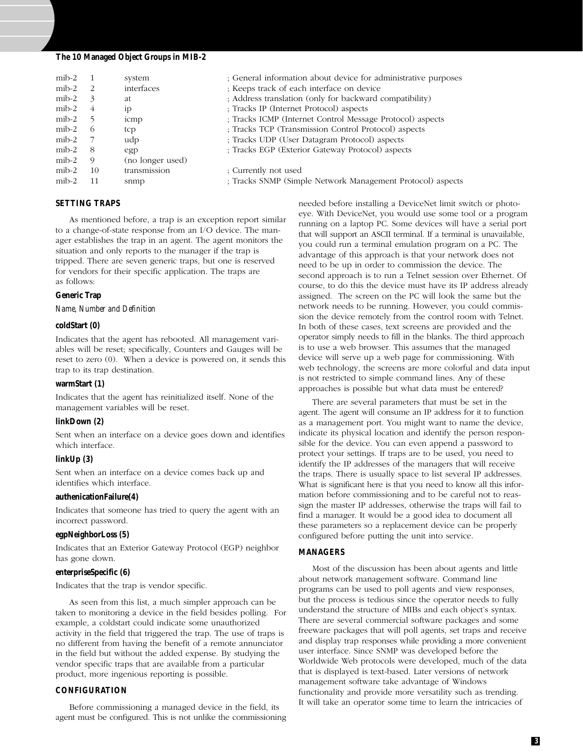**The 10 Managed Object Groups in MIB-2**

| | | | |
|---|---|---|---|
| mib-2 | 1 | system | ; General information about device for administrative purposes |
| mib-2 | 2 | interfaces | ; Keeps track of each interface on device |
| mib-2 | 3 | at | ; Address translation (only for backward compatibility) |
| mib-2 | 4 | ip | ; Tracks IP (Internet Protocol) aspects |
| mib-2 | 5 | icmp | ; Tracks ICMP (Internet Control Message Protocol) aspects |
| mib-2 | 6 | tcp | ; Tracks TCP (Transmission Control Protocol) aspects |
| mib-2 | 7 | udp | ; Tracks UDP (User Datagram Protocol) aspects |
| mib-2 | 8 | egp | ; Tracks EGP (Exterior Gateway Protocol) aspects |
| mib-2 | 9 | (no longer used) | |
| mib-2 | 10 | transmission | ; Currently not used |
| mib-2 | 11 | snmp | ; Tracks SNMP (Simple Network Management Protocol) aspects |

## SETTING TRAPS

As mentioned before, a trap is an exception report similar to a change-of-state response from an I/O device. The manager establishes the trap in an agent. The agent monitors the situation and only reports to the manager if the trap is tripped. There are seven generic traps, but one is reserved for vendors for their specific application. The traps are as follows:

**Generic Trap**

*Name, Number and Definition*

**coldStart (0)**

Indicates that the agent has rebooted. All management variables will be reset; specifically, Counters and Gauges will be reset to zero (0). When a device is powered on, it sends this trap to its trap destination.

**warmStart (1)**

Indicates that the agent has reinitialized itself. None of the management variables will be reset.

**linkDown (2)**

Sent when an interface on a device goes down and identifies which interface.

**linkUp (3)**

Sent when an interface on a device comes back up and identifies which interface.

**authenicationFailure(4)**

Indicates that someone has tried to query the agent with an incorrect password.

**egpNeighborLoss (5)**

Indicates that an Exterior Gateway Protocol (EGP) neighbor has gone down.

**enterpriseSpecific (6)**

Indicates that the trap is vendor specific.

As seen from this list, a much simpler approach can be taken to monitoring a device in the field besides polling. For example, a coldstart could indicate some unauthorized activity in the field that triggered the trap. The use of traps is no different from having the benefit of a remote annunciator in the field but without the added expense. By studying the vendor specific traps that are available from a particular product, more ingenious reporting is possible.

## CONFIGURATION

Before commissioning a managed device in the field, its agent must be configured. This is not unlike the commissioning needed before installing a DeviceNet limit switch or photo-eye. With DeviceNet, you would use some tool or a program running on a laptop PC. Some devices will have a serial port that will support an ASCII terminal. If a terminal is unavailable, you could run a terminal emulation program on a PC. The advantage of this approach is that your network does not need to be up in order to commission the device. The second approach is to run a Telnet session over Ethernet. Of course, to do this the device must have its IP address already assigned. The screen on the PC will look the same but the network needs to be running. However, you could commission the device remotely from the control room with Telnet. In both of these cases, text screens are provided and the operator simply needs to fill in the blanks. The third approach is to use a web browser. This assumes that the managed device will serve up a web page for commissioning. With web technology, the screens are more colorful and data input is not restricted to simple command lines. Any of these approaches is possible but what data must be entered?

There are several parameters that must be set in the agent. The agent will consume an IP address for it to function as a management port. You might want to name the device, indicate its physical location and identify the person responsible for the device. You can even append a password to protect your settings. If traps are to be used, you need to identify the IP addresses of the managers that will receive the traps. There is usually space to list several IP addresses. What is significant here is that you need to know all this information before commissioning and to be careful not to reassign the master IP addresses, otherwise the traps will fail to find a manager. It would be a good idea to document all these parameters so a replacement device can be properly configured before putting the unit into service.

## MANAGERS

Most of the discussion has been about agents and little about network management software. Command line programs can be used to poll agents and view responses, but the process is tedious since the operator needs to fully understand the structure of MIBs and each object's syntax. There are several commercial software packages and some freeware packages that will poll agents, set traps and receive and display trap responses while providing a more convenient user interface. Since SNMP was developed before the Worldwide Web protocols were developed, much of the data that is displayed is text-based. Later versions of network management software take advantage of Windows functionality and provide more versatility such as trending. It will take an operator some time to learn the intricacies of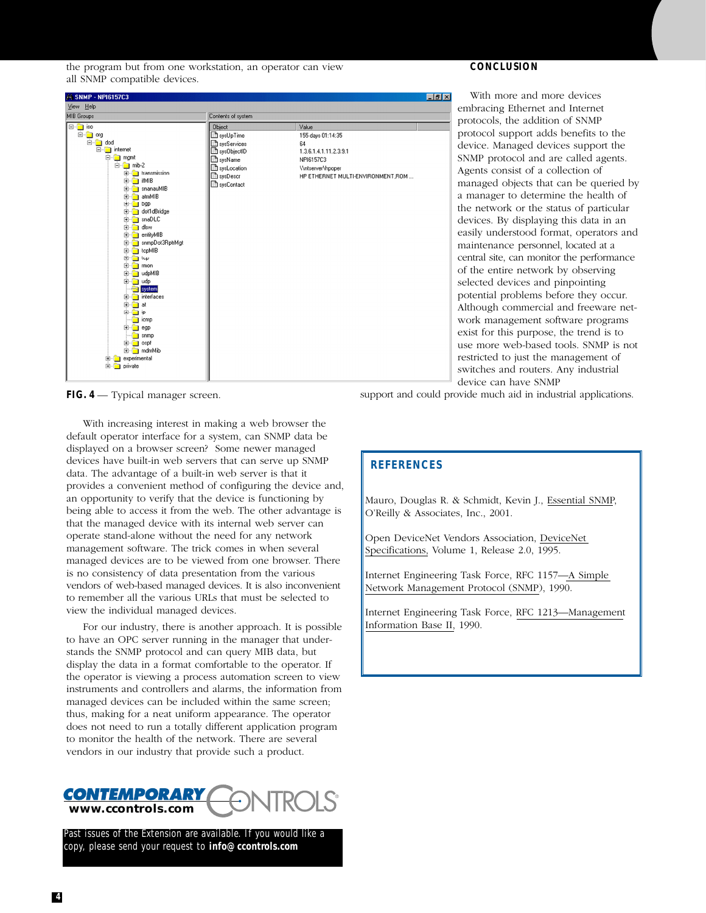the program but from one workstation, an operator can view all SNMP compatible devices.

**FIG. 4** — Typical manager screen.

With increasing interest in making a web browser the default operator interface for a system, can SNMP data be displayed on a browser screen? Some newer managed devices have built-in web servers that can serve up SNMP data. The advantage of a built-in web server is that it provides a convenient method of configuring the device and, an opportunity to verify that the device is functioning by being able to access it from the web. The other advantage is that the managed device with its internal web server can operate stand-alone without the need for any network management software. The trick comes in when several managed devices are to be viewed from one browser. There is no consistency of data presentation from the various vendors of web-based managed devices. It is also inconvenient to remember all the various URLs that must be selected to view the individual managed devices.

For our industry, there is another approach. It is possible to have an OPC server running in the manager that understands the SNMP protocol and can query MIB data, but display the data in a format comfortable to the operator. If the operator is viewing a process automation screen to view instruments and controllers and alarms, the information from managed devices can be included within the same screen; thus, making for a neat uniform appearance. The operator does not need to run a totally different application program to monitor the health of the network. There are several vendors in our industry that provide such a product.

## CONCLUSION

With more and more devices embracing Ethernet and Internet protocols, the addition of SNMP protocol support adds benefits to the device. Managed devices support the SNMP protocol and are called agents. Agents consist of a collection of managed objects that can be queried by a manager to determine the health of the network or the status of particular devices. By displaying this data in an easily understood format, operators and maintenance personnel, located at a central site, can monitor the performance of the entire network by observing selected devices and pinpointing potential problems before they occur. Although commercial and freeware network management software programs exist for this purpose, the trend is to use more web-based tools. SNMP is not restricted to just the management of switches and routers. Any industrial device can have SNMP support and could provide much aid in industrial applications.

## REFERENCES

Mauro, Douglas R. & Schmidt, Kevin J., Essential SNMP, O'Reilly & Associates, Inc., 2001.

Open DeviceNet Vendors Association, DeviceNet Specifications, Volume 1, Release 2.0, 1995.

Internet Engineering Task Force, RFC 1157—A Simple Network Management Protocol (SNMP), 1990.

Internet Engineering Task Force, RFC 1213—Management Information Base II, 1990.

CONTEMPORARY CONTROLS
www.ccontrols.com

Past issues of the Extension are available. If you would like a copy, please send your request to **info@ccontrols.com**